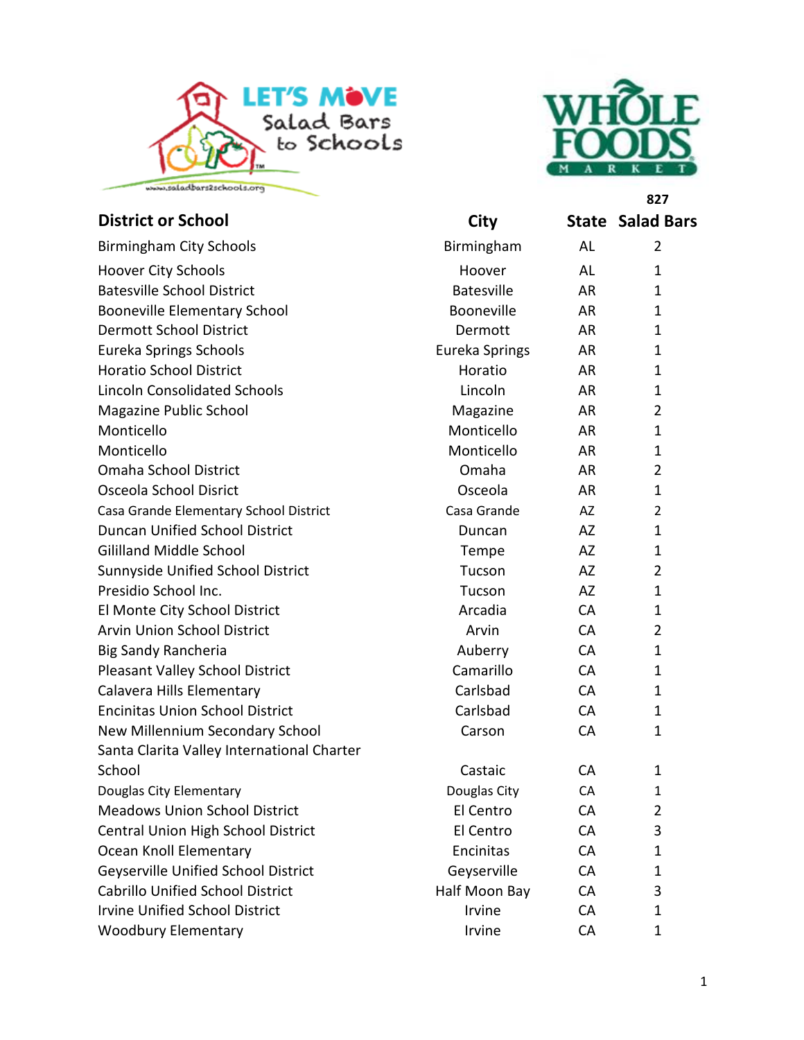LET'S MOVE Salad Bars to Schools

www.saladbars2schools.org

WHOLE FOODS MARKET

| District or School | City | State | 827 Salad Bars |
|---|---|---|---|
| Birmingham City Schools | Birmingham | AL | 2 |
| Hoover City Schools | Hoover | AL | 1 |
| Batesville School District | Batesville | AR | 1 |
| Booneville Elementary School | Booneville | AR | 1 |
| Dermott School District | Dermott | AR | 1 |
| Eureka Springs Schools | Eureka Springs | AR | 1 |
| Horatio School District | Horatio | AR | 1 |
| Lincoln Consolidated Schools | Lincoln | AR | 1 |
| Magazine Public School | Magazine | AR | 2 |
| Monticello | Monticello | AR | 1 |
| Monticello | Monticello | AR | 1 |
| Omaha School District | Omaha | AR | 2 |
| Osceola School Disrict | Osceola | AR | 1 |
| Casa Grande Elementary School District | Casa Grande | AZ | 2 |
| Duncan Unified School District | Duncan | AZ | 1 |
| Gililland Middle School | Tempe | AZ | 1 |
| Sunnyside Unified School District | Tucson | AZ | 2 |
| Presidio School Inc. | Tucson | AZ | 1 |
| El Monte City School District | Arcadia | CA | 1 |
| Arvin Union School District | Arvin | CA | 2 |
| Big Sandy Rancheria | Auberry | CA | 1 |
| Pleasant Valley School District | Camarillo | CA | 1 |
| Calavera Hills Elementary | Carlsbad | CA | 1 |
| Encinitas Union School District | Carlsbad | CA | 1 |
| New Millennium Secondary School | Carson | CA | 1 |
| Santa Clarita Valley International Charter School | Castaic | CA | 1 |
| Douglas City Elementary | Douglas City | CA | 1 |
| Meadows Union School District | El Centro | CA | 2 |
| Central Union High School District | El Centro | CA | 3 |
| Ocean Knoll Elementary | Encinitas | CA | 1 |
| Geyserville Unified School District | Geyserville | CA | 1 |
| Cabrillo Unified School District | Half Moon Bay | CA | 3 |
| Irvine Unified School District | Irvine | CA | 1 |
| Woodbury Elementary | Irvine | CA | 1 |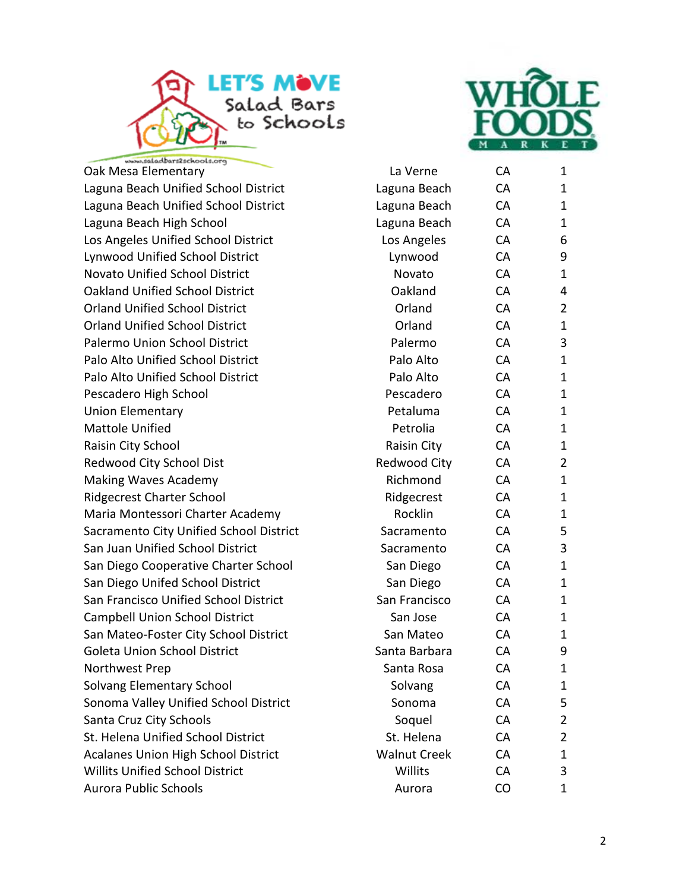| | | | |
|---|---|---|---|
| Oak Mesa Elementary | La Verne | CA | 1 |
| Laguna Beach Unified School District | Laguna Beach | CA | 1 |
| Laguna Beach Unified School District | Laguna Beach | CA | 1 |
| Laguna Beach High School | Laguna Beach | CA | 1 |
| Los Angeles Unified School District | Los Angeles | CA | 6 |
| Lynwood Unified School District | Lynwood | CA | 9 |
| Novato Unified School District | Novato | CA | 1 |
| Oakland Unified School District | Oakland | CA | 4 |
| Orland Unified School District | Orland | CA | 2 |
| Orland Unified School District | Orland | CA | 1 |
| Palermo Union School District | Palermo | CA | 3 |
| Palo Alto Unified School District | Palo Alto | CA | 1 |
| Palo Alto Unified School District | Palo Alto | CA | 1 |
| Pescadero High School | Pescadero | CA | 1 |
| Union Elementary | Petaluma | CA | 1 |
| Mattole Unified | Petrolia | CA | 1 |
| Raisin City School | Raisin City | CA | 1 |
| Redwood City School Dist | Redwood City | CA | 2 |
| Making Waves Academy | Richmond | CA | 1 |
| Ridgecrest Charter School | Ridgecrest | CA | 1 |
| Maria Montessori Charter Academy | Rocklin | CA | 1 |
| Sacramento City Unified School District | Sacramento | CA | 5 |
| San Juan Unified School District | Sacramento | CA | 3 |
| San Diego Cooperative Charter School | San Diego | CA | 1 |
| San Diego Unifed School District | San Diego | CA | 1 |
| San Francisco Unified School District | San Francisco | CA | 1 |
| Campbell Union School District | San Jose | CA | 1 |
| San Mateo-Foster City School District | San Mateo | CA | 1 |
| Goleta Union School District | Santa Barbara | CA | 9 |
| Northwest Prep | Santa Rosa | CA | 1 |
| Solvang Elementary School | Solvang | CA | 1 |
| Sonoma Valley Unified School District | Sonoma | CA | 5 |
| Santa Cruz City Schools | Soquel | CA | 2 |
| St. Helena Unified School District | St. Helena | CA | 2 |
| Acalanes Union High School District | Walnut Creek | CA | 1 |
| Willits Unified School District | Willits | CA | 3 |
| Aurora Public Schools | Aurora | CO | 1 |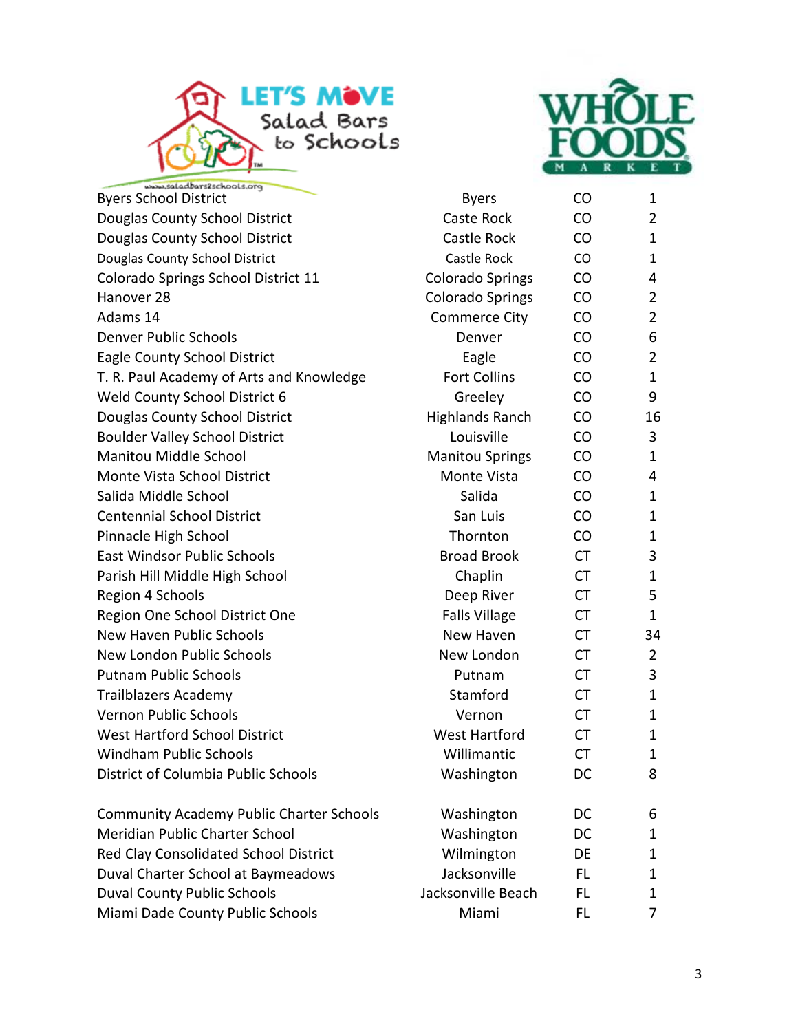| | | | |
|---|---|---|---|
| Byers School District | Byers | CO | 1 |
| Douglas County School District | Caste Rock | CO | 2 |
| Douglas County School District | Castle Rock | CO | 1 |
| Douglas County School District | Castle Rock | CO | 1 |
| Colorado Springs School District 11 | Colorado Springs | CO | 4 |
| Hanover 28 | Colorado Springs | CO | 2 |
| Adams 14 | Commerce City | CO | 2 |
| Denver Public Schools | Denver | CO | 6 |
| Eagle County School District | Eagle | CO | 2 |
| T. R. Paul Academy of Arts and Knowledge | Fort Collins | CO | 1 |
| Weld County School District 6 | Greeley | CO | 9 |
| Douglas County School District | Highlands Ranch | CO | 16 |
| Boulder Valley School District | Louisville | CO | 3 |
| Manitou Middle School | Manitou Springs | CO | 1 |
| Monte Vista School District | Monte Vista | CO | 4 |
| Salida Middle School | Salida | CO | 1 |
| Centennial School District | San Luis | CO | 1 |
| Pinnacle High School | Thornton | CO | 1 |
| East Windsor Public Schools | Broad Brook | CT | 3 |
| Parish Hill Middle High School | Chaplin | CT | 1 |
| Region 4 Schools | Deep River | CT | 5 |
| Region One School District One | Falls Village | CT | 1 |
| New Haven Public Schools | New Haven | CT | 34 |
| New London Public Schools | New London | CT | 2 |
| Putnam Public Schools | Putnam | CT | 3 |
| Trailblazers Academy | Stamford | CT | 1 |
| Vernon Public Schools | Vernon | CT | 1 |
| West Hartford School District | West Hartford | CT | 1 |
| Windham Public Schools | Willimantic | CT | 1 |
| District of Columbia Public Schools | Washington | DC | 8 |
| Community Academy Public Charter Schools | Washington | DC | 6 |
| Meridian Public Charter School | Washington | DC | 1 |
| Red Clay Consolidated School District | Wilmington | DE | 1 |
| Duval Charter School at Baymeadows | Jacksonville | FL | 1 |
| Duval County Public Schools | Jacksonville Beach | FL | 1 |
| Miami Dade County Public Schools | Miami | FL | 7 |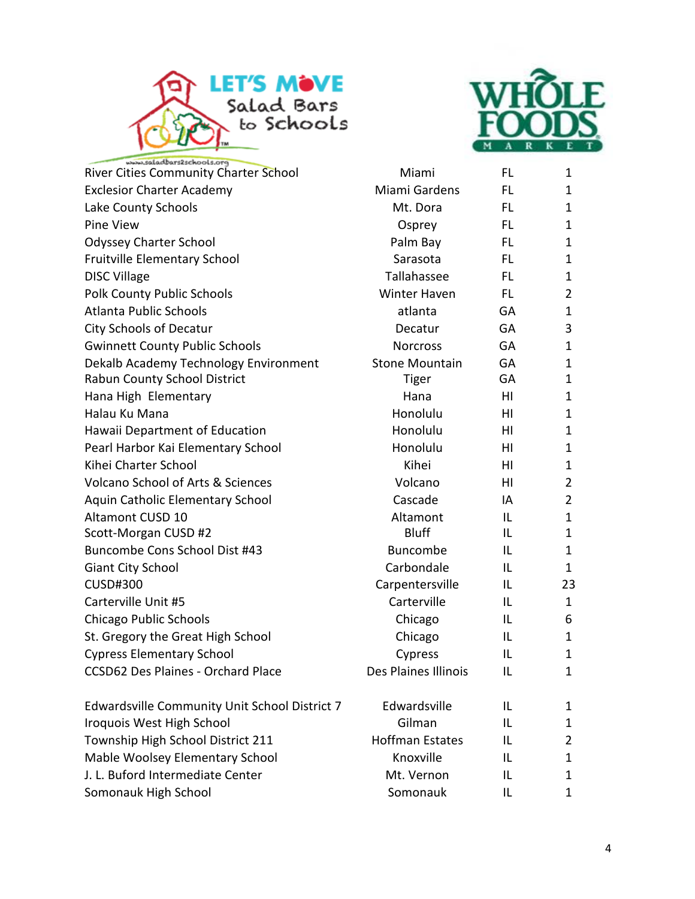| | | | |
|---|---|---|---|
| River Cities Community Charter School | Miami | FL | 1 |
| Exclesior Charter Academy | Miami Gardens | FL | 1 |
| Lake County Schools | Mt. Dora | FL | 1 |
| Pine View | Osprey | FL | 1 |
| Odyssey Charter School | Palm Bay | FL | 1 |
| Fruitville Elementary School | Sarasota | FL | 1 |
| DISC Village | Tallahassee | FL | 1 |
| Polk County Public Schools | Winter Haven | FL | 2 |
| Atlanta Public Schools | atlanta | GA | 1 |
| City Schools of Decatur | Decatur | GA | 3 |
| Gwinnett County Public Schools | Norcross | GA | 1 |
| Dekalb Academy Technology Environment | Stone Mountain | GA | 1 |
| Rabun County School District | Tiger | GA | 1 |
| Hana High Elementary | Hana | HI | 1 |
| Halau Ku Mana | Honolulu | HI | 1 |
| Hawaii Department of Education | Honolulu | HI | 1 |
| Pearl Harbor Kai Elementary School | Honolulu | HI | 1 |
| Kihei Charter School | Kihei | HI | 1 |
| Volcano School of Arts & Sciences | Volcano | HI | 2 |
| Aquin Catholic Elementary School | Cascade | IA | 2 |
| Altamont CUSD 10 | Altamont | IL | 1 |
| Scott-Morgan CUSD #2 | Bluff | IL | 1 |
| Buncombe Cons School Dist #43 | Buncombe | IL | 1 |
| Giant City School | Carbondale | IL | 1 |
| CUSD#300 | Carpentersville | IL | 23 |
| Carterville Unit #5 | Carterville | IL | 1 |
| Chicago Public Schools | Chicago | IL | 6 |
| St. Gregory the Great High School | Chicago | IL | 1 |
| Cypress Elementary School | Cypress | IL | 1 |
| CCSD62 Des Plaines - Orchard Place | Des Plaines Illinois | IL | 1 |
| Edwardsville Community Unit School District 7 | Edwardsville | IL | 1 |
| Iroquois West High School | Gilman | IL | 1 |
| Township High School District 211 | Hoffman Estates | IL | 2 |
| Mable Woolsey Elementary School | Knoxville | IL | 1 |
| J. L. Buford Intermediate Center | Mt. Vernon | IL | 1 |
| Somonauk High School | Somonauk | IL | 1 |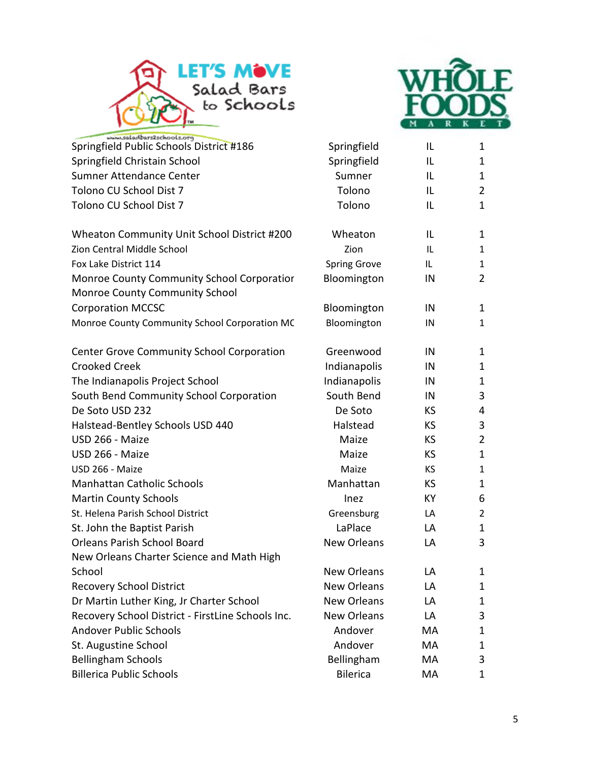| | | | |
|---|---|---|---|
| Springfield Public Schools District #186 | Springfield | IL | 1 |
| Springfield Christain School | Springfield | IL | 1 |
| Sumner Attendance Center | Sumner | IL | 1 |
| Tolono CU School Dist 7 | Tolono | IL | 2 |
| Tolono CU School Dist 7 | Tolono | IL | 1 |
| Wheaton Community Unit School District #200 | Wheaton | IL | 1 |
| Zion Central Middle School | Zion | IL | 1 |
| Fox Lake District 114 | Spring Grove | IL | 1 |
| Monroe County Community School Corporatior | Bloomington | IN | 2 |
| Monroe County Community School Corporation MCCSC | Bloomington | IN | 1 |
| Monroe County Community School Corporation MC | Bloomington | IN | 1 |
| Center Grove Community School Corporation | Greenwood | IN | 1 |
| Crooked Creek | Indianapolis | IN | 1 |
| The Indianapolis Project School | Indianapolis | IN | 1 |
| South Bend Community School Corporation | South Bend | IN | 3 |
| De Soto USD 232 | De Soto | KS | 4 |
| Halstead-Bentley Schools USD 440 | Halstead | KS | 3 |
| USD 266 - Maize | Maize | KS | 2 |
| USD 266 - Maize | Maize | KS | 1 |
| USD 266 - Maize | Maize | KS | 1 |
| Manhattan Catholic Schools | Manhattan | KS | 1 |
| Martin County Schools | Inez | KY | 6 |
| St. Helena Parish School District | Greensburg | LA | 2 |
| St. John the Baptist Parish | LaPlace | LA | 1 |
| Orleans Parish School Board | New Orleans | LA | 3 |
| New Orleans Charter Science and Math High School | New Orleans | LA | 1 |
| Recovery School District | New Orleans | LA | 1 |
| Dr Martin Luther King, Jr Charter School | New Orleans | LA | 1 |
| Recovery School District - FirstLine Schools Inc. | New Orleans | LA | 3 |
| Andover Public Schools | Andover | MA | 1 |
| St. Augustine School | Andover | MA | 1 |
| Bellingham Schools | Bellingham | MA | 3 |
| Billerica Public Schools | Bilerica | MA | 1 |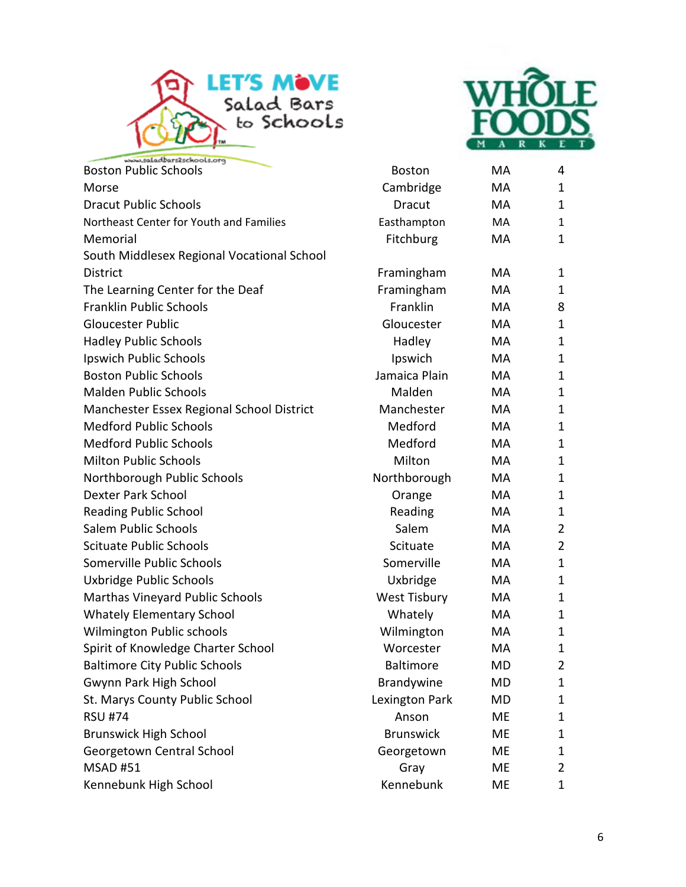| | | | |
|---|---|---|---|
| Boston Public Schools | Boston | MA | 4 |
| Morse | Cambridge | MA | 1 |
| Dracut Public Schools | Dracut | MA | 1 |
| Northeast Center for Youth and Families | Easthampton | MA | 1 |
| Memorial | Fitchburg | MA | 1 |
| South Middlesex Regional Vocational School District | Framingham | MA | 1 |
| The Learning Center for the Deaf | Framingham | MA | 1 |
| Franklin Public Schools | Franklin | MA | 8 |
| Gloucester Public | Gloucester | MA | 1 |
| Hadley Public Schools | Hadley | MA | 1 |
| Ipswich Public Schools | Ipswich | MA | 1 |
| Boston Public Schools | Jamaica Plain | MA | 1 |
| Malden Public Schools | Malden | MA | 1 |
| Manchester Essex Regional School District | Manchester | MA | 1 |
| Medford Public Schools | Medford | MA | 1 |
| Medford Public Schools | Medford | MA | 1 |
| Milton Public Schools | Milton | MA | 1 |
| Northborough Public Schools | Northborough | MA | 1 |
| Dexter Park School | Orange | MA | 1 |
| Reading Public School | Reading | MA | 1 |
| Salem Public Schools | Salem | MA | 2 |
| Scituate Public Schools | Scituate | MA | 2 |
| Somerville Public Schools | Somerville | MA | 1 |
| Uxbridge Public Schools | Uxbridge | MA | 1 |
| Marthas Vineyard Public Schools | West Tisbury | MA | 1 |
| Whately Elementary School | Whately | MA | 1 |
| Wilmington Public schools | Wilmington | MA | 1 |
| Spirit of Knowledge Charter School | Worcester | MA | 1 |
| Baltimore City Public Schools | Baltimore | MD | 2 |
| Gwynn Park High School | Brandywine | MD | 1 |
| St. Marys County Public School | Lexington Park | MD | 1 |
| RSU #74 | Anson | ME | 1 |
| Brunswick High School | Brunswick | ME | 1 |
| Georgetown Central School | Georgetown | ME | 1 |
| MSAD #51 | Gray | ME | 2 |
| Kennebunk High School | Kennebunk | ME | 1 |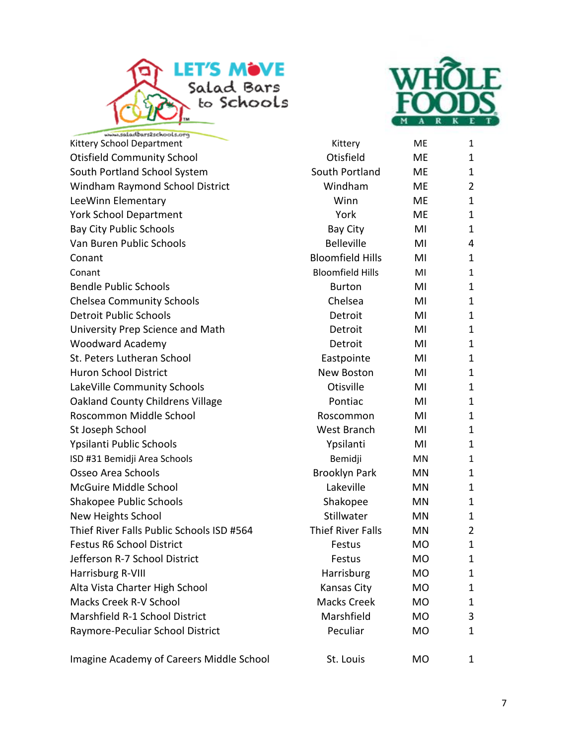| | | | |
|---|---|---|---|
| Kittery School Department | Kittery | ME | 1 |
| Otisfield Community School | Otisfield | ME | 1 |
| South Portland School System | South Portland | ME | 1 |
| Windham Raymond School District | Windham | ME | 2 |
| LeeWinn Elementary | Winn | ME | 1 |
| York School Department | York | ME | 1 |
| Bay City Public Schools | Bay City | MI | 1 |
| Van Buren Public Schools | Belleville | MI | 4 |
| Conant | Bloomfield Hills | MI | 1 |
| Conant | Bloomfield Hills | MI | 1 |
| Bendle Public Schools | Burton | MI | 1 |
| Chelsea Community Schools | Chelsea | MI | 1 |
| Detroit Public Schools | Detroit | MI | 1 |
| University Prep Science and Math | Detroit | MI | 1 |
| Woodward Academy | Detroit | MI | 1 |
| St. Peters Lutheran School | Eastpointe | MI | 1 |
| Huron School District | New Boston | MI | 1 |
| LakeVille Community Schools | Otisville | MI | 1 |
| Oakland County Childrens Village | Pontiac | MI | 1 |
| Roscommon Middle School | Roscommon | MI | 1 |
| St Joseph School | West Branch | MI | 1 |
| Ypsilanti Public Schools | Ypsilanti | MI | 1 |
| ISD #31 Bemidji Area Schools | Bemidji | MN | 1 |
| Osseo Area Schools | Brooklyn Park | MN | 1 |
| McGuire Middle School | Lakeville | MN | 1 |
| Shakopee Public Schools | Shakopee | MN | 1 |
| New Heights School | Stillwater | MN | 1 |
| Thief River Falls Public Schools ISD #564 | Thief River Falls | MN | 2 |
| Festus R6 School District | Festus | MO | 1 |
| Jefferson R-7 School District | Festus | MO | 1 |
| Harrisburg R-VIII | Harrisburg | MO | 1 |
| Alta Vista Charter High School | Kansas City | MO | 1 |
| Macks Creek R-V School | Macks Creek | MO | 1 |
| Marshfield R-1 School District | Marshfield | MO | 3 |
| Raymore-Peculiar School District | Peculiar | MO | 1 |
| Imagine Academy of Careers Middle School | St. Louis | MO | 1 |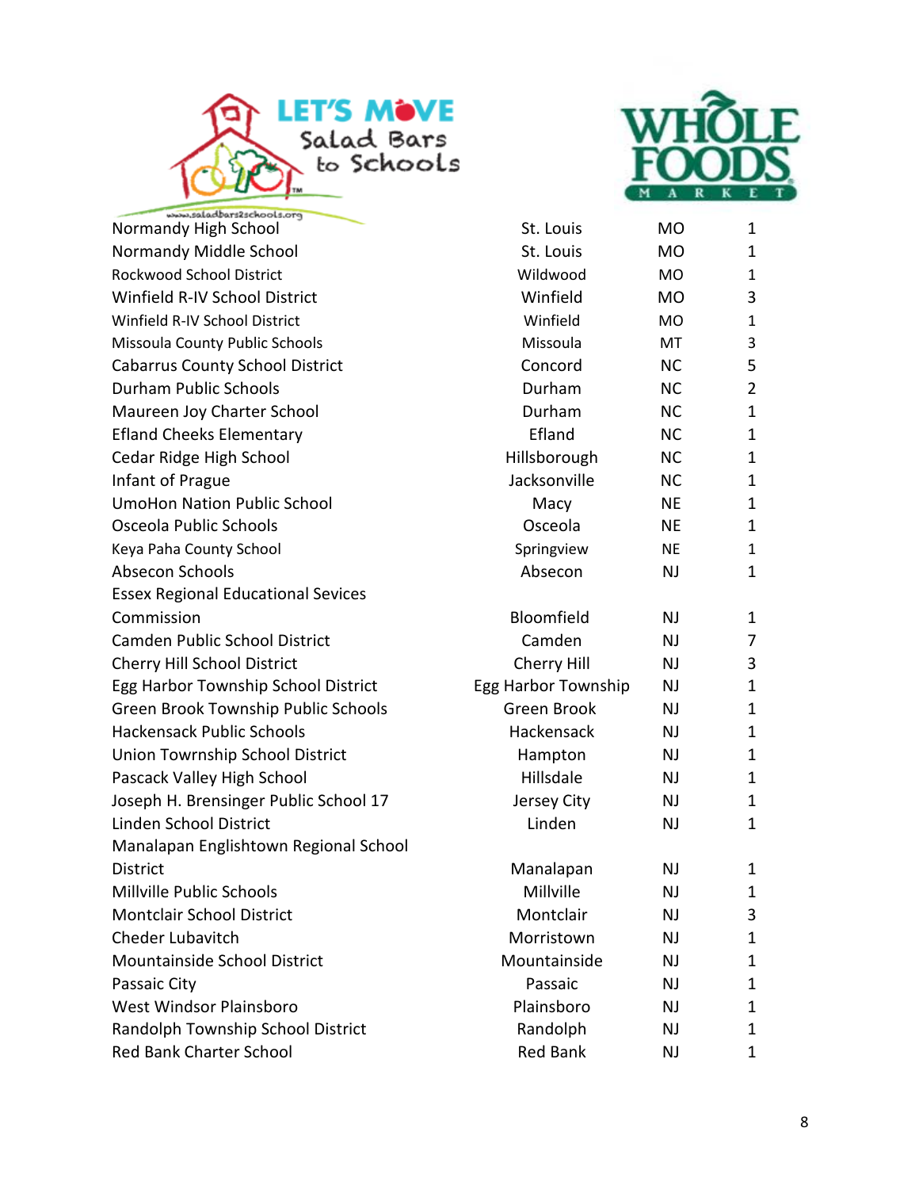| School | City | State | Count |
|---|---|---|---|
| Normandy High School | St. Louis | MO | 1 |
| Normandy Middle School | St. Louis | MO | 1 |
| Rockwood School District | Wildwood | MO | 1 |
| Winfield R-IV School District | Winfield | MO | 3 |
| Winfield R-IV School District | Winfield | MO | 1 |
| Missoula County Public Schools | Missoula | MT | 3 |
| Cabarrus County School District | Concord | NC | 5 |
| Durham Public Schools | Durham | NC | 2 |
| Maureen Joy Charter School | Durham | NC | 1 |
| Efland Cheeks Elementary | Efland | NC | 1 |
| Cedar Ridge High School | Hillsborough | NC | 1 |
| Infant of Prague | Jacksonville | NC | 1 |
| UmoHon Nation Public School | Macy | NE | 1 |
| Osceola Public Schools | Osceola | NE | 1 |
| Keya Paha County School | Springview | NE | 1 |
| Absecon Schools | Absecon | NJ | 1 |
| Essex Regional Educational Sevices Commission | Bloomfield | NJ | 1 |
| Camden Public School District | Camden | NJ | 7 |
| Cherry Hill School District | Cherry Hill | NJ | 3 |
| Egg Harbor Township School District | Egg Harbor Township | NJ | 1 |
| Green Brook Township Public Schools | Green Brook | NJ | 1 |
| Hackensack Public Schools | Hackensack | NJ | 1 |
| Union Towrnship School District | Hampton | NJ | 1 |
| Pascack Valley High School | Hillsdale | NJ | 1 |
| Joseph H. Brensinger Public School 17 | Jersey City | NJ | 1 |
| Linden School District | Linden | NJ | 1 |
| Manalapan Englishtown Regional School District | Manalapan | NJ | 1 |
| Millville Public Schools | Millville | NJ | 1 |
| Montclair School District | Montclair | NJ | 3 |
| Cheder Lubavitch | Morristown | NJ | 1 |
| Mountainside School District | Mountainside | NJ | 1 |
| Passaic City | Passaic | NJ | 1 |
| West Windsor Plainsboro | Plainsboro | NJ | 1 |
| Randolph Township School District | Randolph | NJ | 1 |
| Red Bank Charter School | Red Bank | NJ | 1 |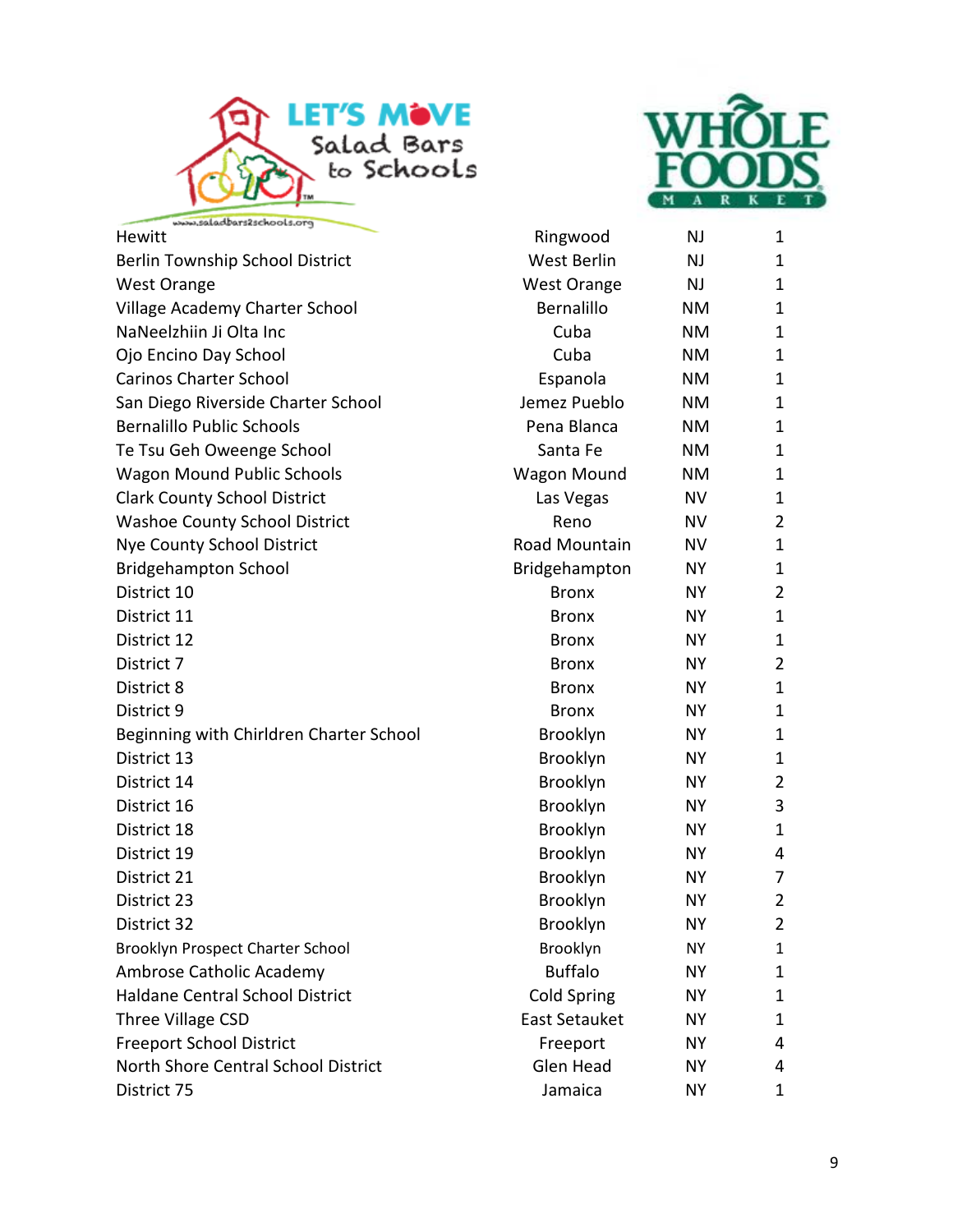| | | | |
|---|---|---|---|
| Hewitt | Ringwood | NJ | 1 |
| Berlin Township School District | West Berlin | NJ | 1 |
| West Orange | West Orange | NJ | 1 |
| Village Academy Charter School | Bernalillo | NM | 1 |
| NaNeelzhiin Ji Olta Inc | Cuba | NM | 1 |
| Ojo Encino Day School | Cuba | NM | 1 |
| Carinos Charter School | Espanola | NM | 1 |
| San Diego Riverside Charter School | Jemez Pueblo | NM | 1 |
| Bernalillo Public Schools | Pena Blanca | NM | 1 |
| Te Tsu Geh Oweenge School | Santa Fe | NM | 1 |
| Wagon Mound Public Schools | Wagon Mound | NM | 1 |
| Clark County School District | Las Vegas | NV | 1 |
| Washoe County School District | Reno | NV | 2 |
| Nye County School District | Road Mountain | NV | 1 |
| Bridgehampton School | Bridgehampton | NY | 1 |
| District 10 | Bronx | NY | 2 |
| District 11 | Bronx | NY | 1 |
| District 12 | Bronx | NY | 1 |
| District 7 | Bronx | NY | 2 |
| District 8 | Bronx | NY | 1 |
| District 9 | Bronx | NY | 1 |
| Beginning with Chirldren Charter School | Brooklyn | NY | 1 |
| District 13 | Brooklyn | NY | 1 |
| District 14 | Brooklyn | NY | 2 |
| District 16 | Brooklyn | NY | 3 |
| District 18 | Brooklyn | NY | 1 |
| District 19 | Brooklyn | NY | 4 |
| District 21 | Brooklyn | NY | 7 |
| District 23 | Brooklyn | NY | 2 |
| District 32 | Brooklyn | NY | 2 |
| Brooklyn Prospect Charter School | Brooklyn | NY | 1 |
| Ambrose Catholic Academy | Buffalo | NY | 1 |
| Haldane Central School District | Cold Spring | NY | 1 |
| Three Village CSD | East Setauket | NY | 1 |
| Freeport School District | Freeport | NY | 4 |
| North Shore Central School District | Glen Head | NY | 4 |
| District 75 | Jamaica | NY | 1 |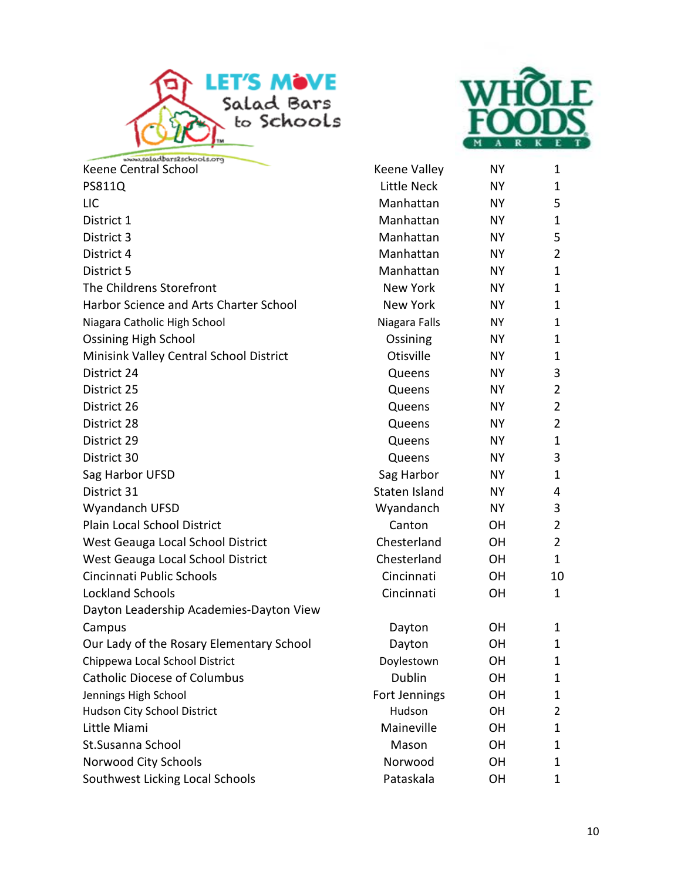| | | | |
|---|---|---|---|
| Keene Central School | Keene Valley | NY | 1 |
| PS811Q | Little Neck | NY | 1 |
| LIC | Manhattan | NY | 5 |
| District 1 | Manhattan | NY | 1 |
| District 3 | Manhattan | NY | 5 |
| District 4 | Manhattan | NY | 2 |
| District 5 | Manhattan | NY | 1 |
| The Childrens Storefront | New York | NY | 1 |
| Harbor Science and Arts Charter School | New York | NY | 1 |
| Niagara Catholic High School | Niagara Falls | NY | 1 |
| Ossining High School | Ossining | NY | 1 |
| Minisink Valley Central School District | Otisville | NY | 1 |
| District 24 | Queens | NY | 3 |
| District 25 | Queens | NY | 2 |
| District 26 | Queens | NY | 2 |
| District 28 | Queens | NY | 2 |
| District 29 | Queens | NY | 1 |
| District 30 | Queens | NY | 3 |
| Sag Harbor UFSD | Sag Harbor | NY | 1 |
| District 31 | Staten Island | NY | 4 |
| Wyandanch UFSD | Wyandanch | NY | 3 |
| Plain Local School District | Canton | OH | 2 |
| West Geauga Local School District | Chesterland | OH | 2 |
| West Geauga Local School District | Chesterland | OH | 1 |
| Cincinnati Public Schools | Cincinnati | OH | 10 |
| Lockland Schools | Cincinnati | OH | 1 |
| Dayton Leadership Academies-Dayton View Campus | Dayton | OH | 1 |
| Our Lady of the Rosary Elementary School | Dayton | OH | 1 |
| Chippewa Local School District | Doylestown | OH | 1 |
| Catholic Diocese of Columbus | Dublin | OH | 1 |
| Jennings High School | Fort Jennings | OH | 1 |
| Hudson City School District | Hudson | OH | 2 |
| Little Miami | Maineville | OH | 1 |
| St.Susanna School | Mason | OH | 1 |
| Norwood City Schools | Norwood | OH | 1 |
| Southwest Licking Local Schools | Pataskala | OH | 1 |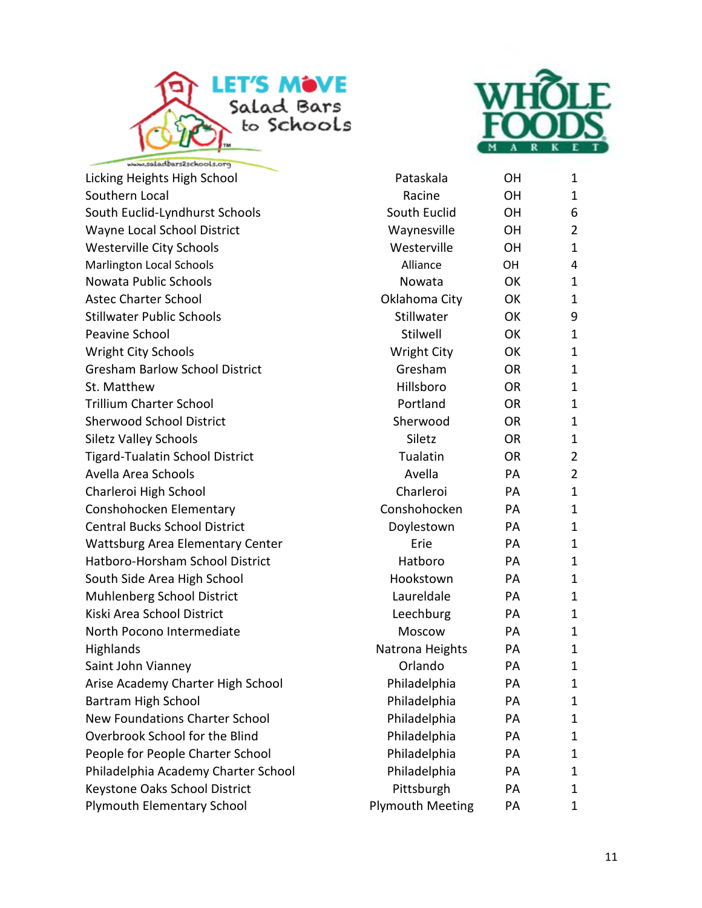| | | | |
|---|---|---|---|
| Licking Heights High School | Pataskala | OH | 1 |
| Southern Local | Racine | OH | 1 |
| South Euclid-Lyndhurst Schools | South Euclid | OH | 6 |
| Wayne Local School District | Waynesville | OH | 2 |
| Westerville City Schools | Westerville | OH | 1 |
| Marlington Local Schools | Alliance | OH | 4 |
| Nowata Public Schools | Nowata | OK | 1 |
| Astec Charter School | Oklahoma City | OK | 1 |
| Stillwater Public Schools | Stillwater | OK | 9 |
| Peavine School | Stilwell | OK | 1 |
| Wright City Schools | Wright City | OK | 1 |
| Gresham Barlow School District | Gresham | OR | 1 |
| St. Matthew | Hillsboro | OR | 1 |
| Trillium Charter School | Portland | OR | 1 |
| Sherwood School District | Sherwood | OR | 1 |
| Siletz Valley Schools | Siletz | OR | 1 |
| Tigard-Tualatin School District | Tualatin | OR | 2 |
| Avella Area Schools | Avella | PA | 2 |
| Charleroi High School | Charleroi | PA | 1 |
| Conshohocken Elementary | Conshohocken | PA | 1 |
| Central Bucks School District | Doylestown | PA | 1 |
| Wattsburg Area Elementary Center | Erie | PA | 1 |
| Hatboro-Horsham School District | Hatboro | PA | 1 |
| South Side Area High School | Hookstown | PA | 1 |
| Muhlenberg School District | Laureldale | PA | 1 |
| Kiski Area School District | Leechburg | PA | 1 |
| North Pocono Intermediate | Moscow | PA | 1 |
| Highlands | Natrona Heights | PA | 1 |
| Saint John Vianney | Orlando | PA | 1 |
| Arise Academy Charter High School | Philadelphia | PA | 1 |
| Bartram High School | Philadelphia | PA | 1 |
| New Foundations Charter School | Philadelphia | PA | 1 |
| Overbrook School for the Blind | Philadelphia | PA | 1 |
| People for People Charter School | Philadelphia | PA | 1 |
| Philadelphia Academy Charter School | Philadelphia | PA | 1 |
| Keystone Oaks School District | Pittsburgh | PA | 1 |
| Plymouth Elementary School | Plymouth Meeting | PA | 1 |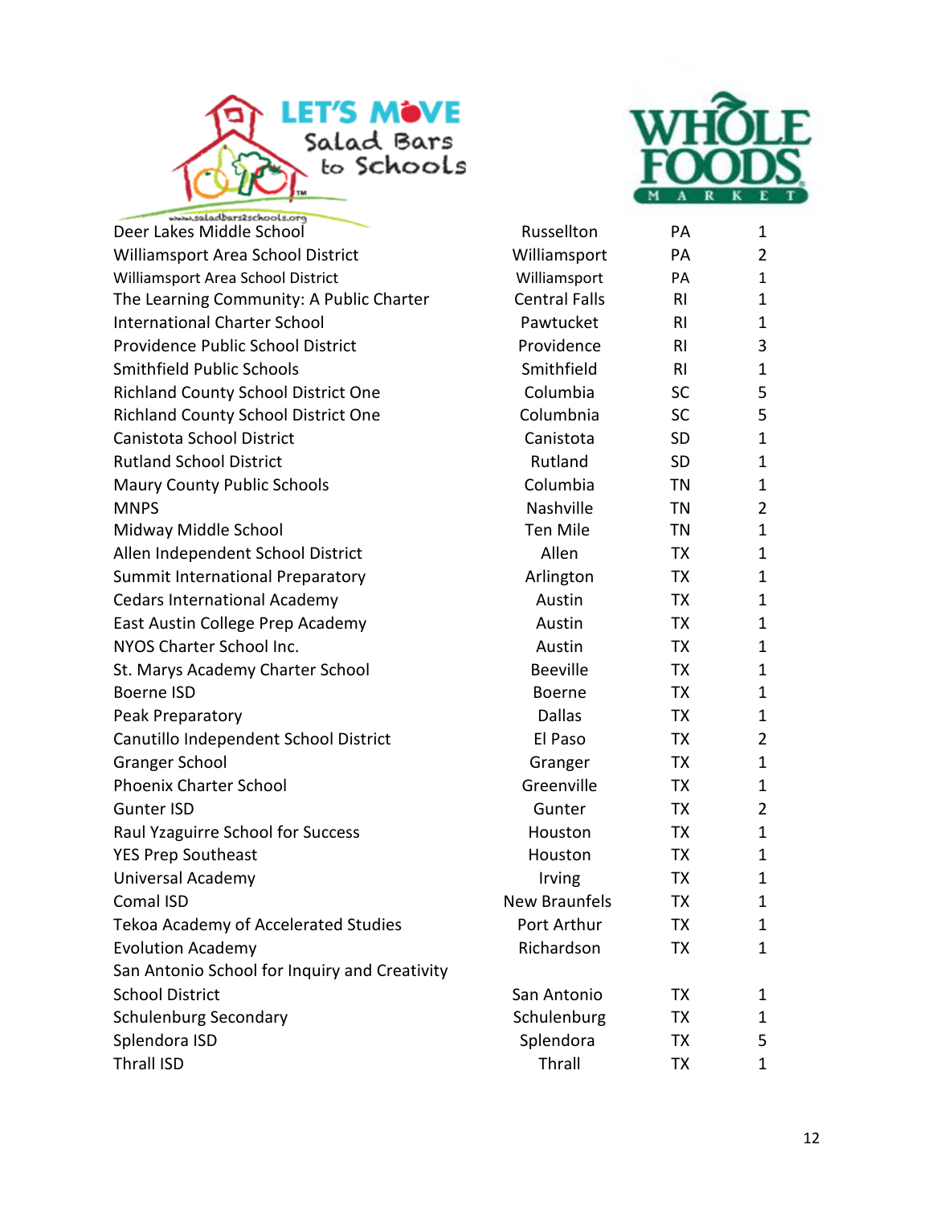| | | | |
|---|---|---|---|
| Deer Lakes Middle School | Russellton | PA | 1 |
| Williamsport Area School District | Williamsport | PA | 2 |
| Williamsport Area School District | Williamsport | PA | 1 |
| The Learning Community: A Public Charter | Central Falls | RI | 1 |
| International Charter School | Pawtucket | RI | 1 |
| Providence Public School District | Providence | RI | 3 |
| Smithfield Public Schools | Smithfield | RI | 1 |
| Richland County School District One | Columbia | SC | 5 |
| Richland County School District One | Columbnia | SC | 5 |
| Canistota School District | Canistota | SD | 1 |
| Rutland School District | Rutland | SD | 1 |
| Maury County Public Schools | Columbia | TN | 1 |
| MNPS | Nashville | TN | 2 |
| Midway Middle School | Ten Mile | TN | 1 |
| Allen Independent School District | Allen | TX | 1 |
| Summit International Preparatory | Arlington | TX | 1 |
| Cedars International Academy | Austin | TX | 1 |
| East Austin College Prep Academy | Austin | TX | 1 |
| NYOS Charter School Inc. | Austin | TX | 1 |
| St. Marys Academy Charter School | Beeville | TX | 1 |
| Boerne ISD | Boerne | TX | 1 |
| Peak Preparatory | Dallas | TX | 1 |
| Canutillo Independent School District | El Paso | TX | 2 |
| Granger School | Granger | TX | 1 |
| Phoenix Charter School | Greenville | TX | 1 |
| Gunter ISD | Gunter | TX | 2 |
| Raul Yzaguirre School for Success | Houston | TX | 1 |
| YES Prep Southeast | Houston | TX | 1 |
| Universal Academy | Irving | TX | 1 |
| Comal ISD | New Braunfels | TX | 1 |
| Tekoa Academy of Accelerated Studies | Port Arthur | TX | 1 |
| Evolution Academy | Richardson | TX | 1 |
| San Antonio School for Inquiry and Creativity School District | San Antonio | TX | 1 |
| Schulenburg Secondary | Schulenburg | TX | 1 |
| Splendora ISD | Splendora | TX | 5 |
| Thrall ISD | Thrall | TX | 1 |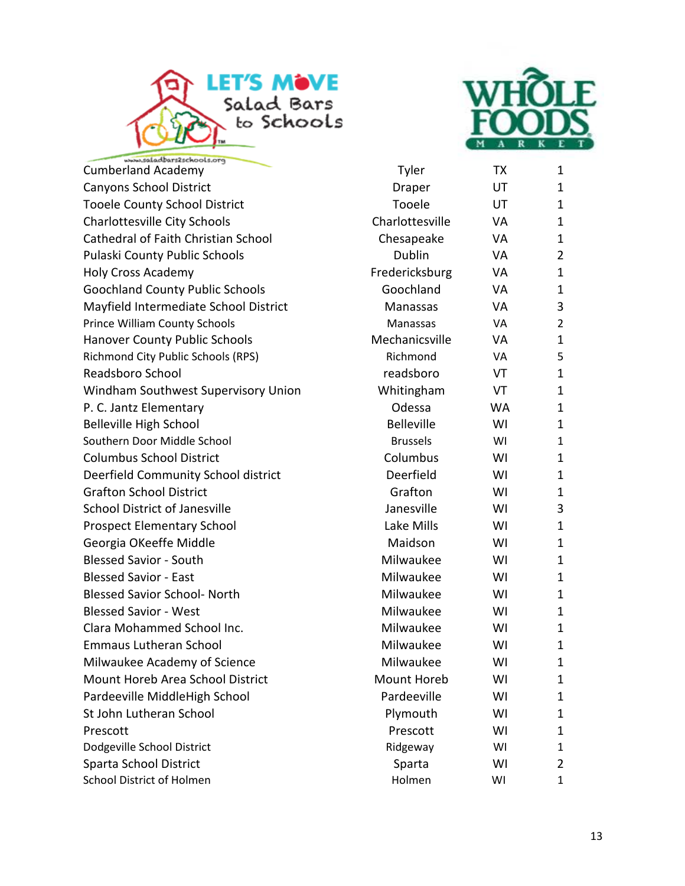| | | | |
|---|---|---|---|
| Cumberland Academy | Tyler | TX | 1 |
| Canyons School District | Draper | UT | 1 |
| Tooele County School District | Tooele | UT | 1 |
| Charlottesville City Schools | Charlottesville | VA | 1 |
| Cathedral of Faith Christian School | Chesapeake | VA | 1 |
| Pulaski County Public Schools | Dublin | VA | 2 |
| Holy Cross Academy | Fredericksburg | VA | 1 |
| Goochland County Public Schools | Goochland | VA | 1 |
| Mayfield Intermediate School District | Manassas | VA | 3 |
| Prince William County Schools | Manassas | VA | 2 |
| Hanover County Public Schools | Mechanicsville | VA | 1 |
| Richmond City Public Schools (RPS) | Richmond | VA | 5 |
| Readsboro School | readsboro | VT | 1 |
| Windham Southwest Supervisory Union | Whitingham | VT | 1 |
| P. C. Jantz Elementary | Odessa | WA | 1 |
| Belleville High School | Belleville | WI | 1 |
| Southern Door Middle School | Brussels | WI | 1 |
| Columbus School District | Columbus | WI | 1 |
| Deerfield Community School district | Deerfield | WI | 1 |
| Grafton School District | Grafton | WI | 1 |
| School District of Janesville | Janesville | WI | 3 |
| Prospect Elementary School | Lake Mills | WI | 1 |
| Georgia OKeeffe Middle | Maidson | WI | 1 |
| Blessed Savior - South | Milwaukee | WI | 1 |
| Blessed Savior - East | Milwaukee | WI | 1 |
| Blessed Savior School- North | Milwaukee | WI | 1 |
| Blessed Savior - West | Milwaukee | WI | 1 |
| Clara Mohammed School Inc. | Milwaukee | WI | 1 |
| Emmaus Lutheran School | Milwaukee | WI | 1 |
| Milwaukee Academy of Science | Milwaukee | WI | 1 |
| Mount Horeb Area School District | Mount Horeb | WI | 1 |
| Pardeeville MiddleHigh School | Pardeeville | WI | 1 |
| St John Lutheran School | Plymouth | WI | 1 |
| Prescott | Prescott | WI | 1 |
| Dodgeville School District | Ridgeway | WI | 1 |
| Sparta School District | Sparta | WI | 2 |
| School District of Holmen | Holmen | WI | 1 |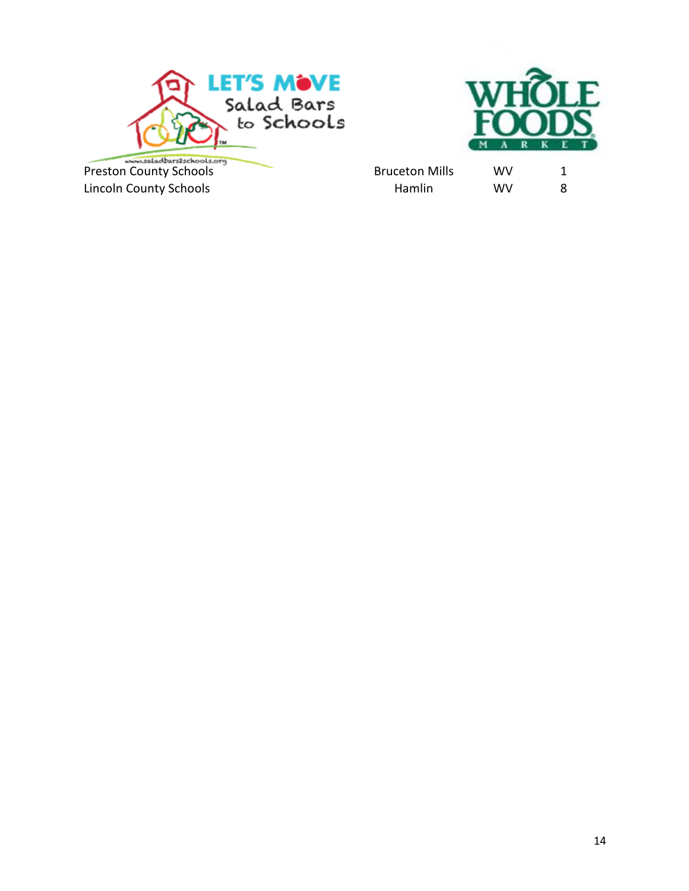| | | | |
|---|---|---|---|
| Preston County Schools | Bruceton Mills | WV | 1 |
| Lincoln County Schools | Hamlin | WV | 8 |